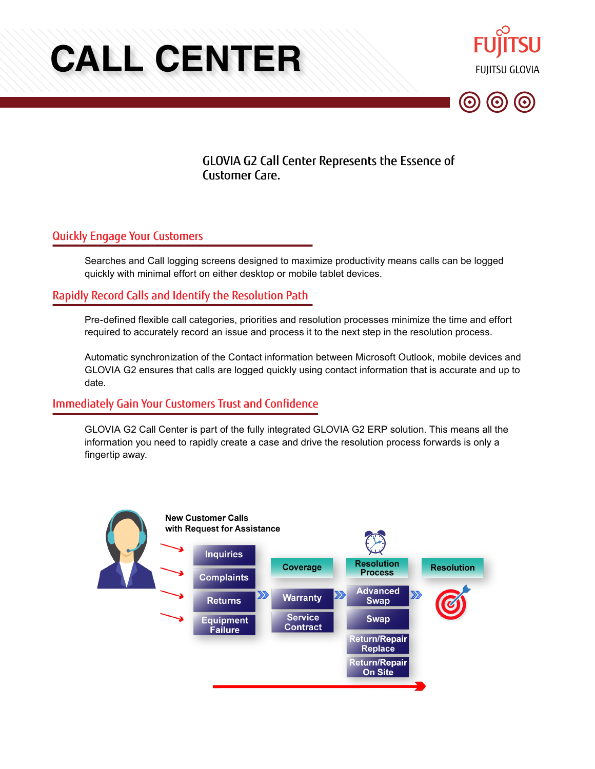# CALL CENTER

FUJITSU

FUJITSU GLOVIA

GLOVIA G2 Call Center Represents the Essence of Customer Care.

## Quickly Engage Your Customers

Searches and Call logging screens designed to maximize productivity means calls can be logged quickly with minimal effort on either desktop or mobile tablet devices.

## Rapidly Record Calls and Identify the Resolution Path

Pre-defined flexible call categories, priorities and resolution processes minimize the time and effort required to accurately record an issue and process it to the next step in the resolution process.

Automatic synchronization of the Contact information between Microsoft Outlook, mobile devices and GLOVIA G2 ensures that calls are logged quickly using contact information that is accurate and up to date.

## Immediately Gain Your Customers Trust and Confidence

GLOVIA G2 Call Center is part of the fully integrated GLOVIA G2 ERP solution. This means all the information you need to rapidly create a case and drive the resolution process forwards is only a fingertip away.

New Customer Calls with Request for Assistance

| New Customer Calls | Coverage | Resolution Process | Resolution |
|---|---|---|---|
| Inquiries | Warranty | Advanced Swap | |
| Complaints | Service Contract | Swap | |
| Returns | | Return/Repair Replace | |
| Equipment Failure | | Return/Repair On Site | |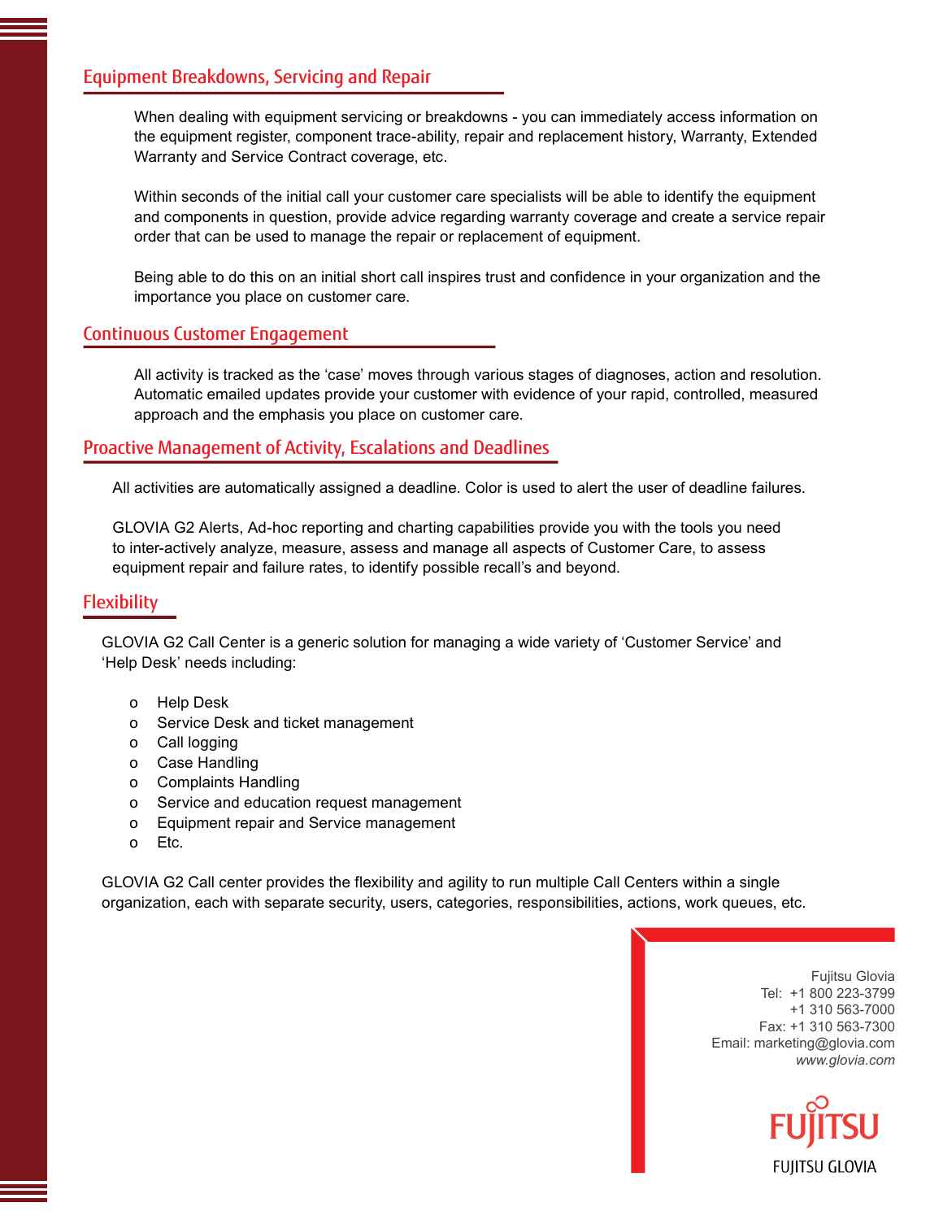## Equipment Breakdowns, Servicing and Repair

When dealing with equipment servicing or breakdowns - you can immediately access information on the equipment register, component trace-ability, repair and replacement history, Warranty, Extended Warranty and Service Contract coverage, etc.

Within seconds of the initial call your customer care specialists will be able to identify the equipment and components in question, provide advice regarding warranty coverage and create a service repair order that can be used to manage the repair or replacement of equipment.

Being able to do this on an initial short call inspires trust and confidence in your organization and the importance you place on customer care.

## Continuous Customer Engagement

All activity is tracked as the 'case' moves through various stages of diagnoses, action and resolution. Automatic emailed updates provide your customer with evidence of your rapid, controlled, measured approach and the emphasis you place on customer care.

## Proactive Management of Activity, Escalations and Deadlines

All activities are automatically assigned a deadline. Color is used to alert the user of deadline failures.

GLOVIA G2 Alerts, Ad-hoc reporting and charting capabilities provide you with the tools you need to inter-actively analyze, measure, assess and manage all aspects of Customer Care, to assess equipment repair and failure rates, to identify possible recall's and beyond.

## Flexibility

GLOVIA G2 Call Center is a generic solution for managing a wide variety of 'Customer Service' and 'Help Desk' needs including:

- Help Desk
- Service Desk and ticket management
- Call logging
- Case Handling
- Complaints Handling
- Service and education request management
- Equipment repair and Service management
- Etc.

GLOVIA G2 Call center provides the flexibility and agility to run multiple Call Centers within a single organization, each with separate security, users, categories, responsibilities, actions, work queues, etc.

Fujitsu Glovia
Tel: +1 800 223-3799
+1 310 563-7000
Fax: +1 310 563-7300
Email: marketing@glovia.com
*www.glovia.com*

FUJITSU

FUJITSU GLOVIA